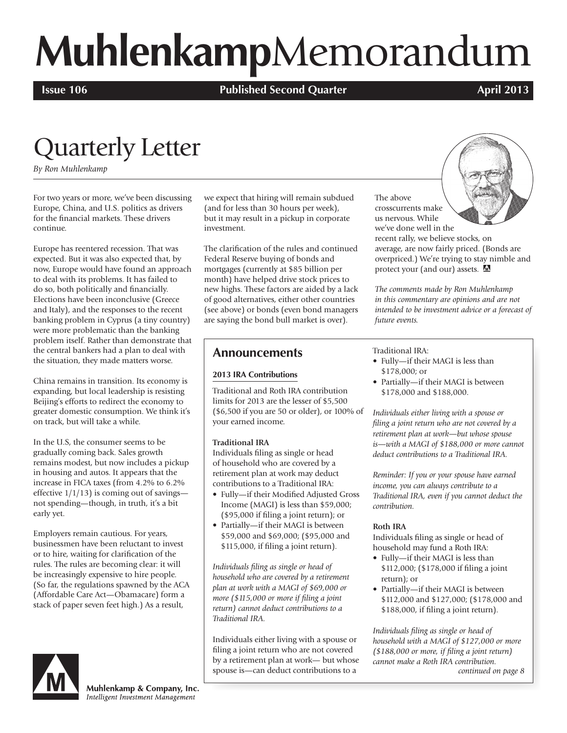# Muhlenkamp Memorandum

**Issue 106** | **Published Second Quarter** | **April 2013**

# Quarterly Letter

*By Ron Muhlenkamp*

For two years or more, we've been discussing Europe, China, and U.S. politics as drivers for the financial markets. These drivers continue.

Europe has reentered recession. That was expected. But it was also expected that, by now, Europe would have found an approach to deal with its problems. It has failed to do so, both politically and financially. Elections have been inconclusive (Greece and Italy), and the responses to the recent banking problem in Cyprus (a tiny country) were more problematic than the banking problem itself. Rather than demonstrate that the central bankers had a plan to deal with the situation, they made matters worse.

China remains in transition. Its economy is expanding, but local leadership is resisting Beijing's efforts to redirect the economy to greater domestic consumption. We think it's on track, but will take a while.

In the U.S, the consumer seems to be gradually coming back. Sales growth remains modest, but now includes a pickup in housing and autos. It appears that the increase in FICA taxes (from 4.2% to 6.2% effective 1/1/13) is coming out of savings—not spending—though, in truth, it's a bit early yet.

Employers remain cautious. For years, businessmen have been reluctant to invest or to hire, waiting for clarification of the rules. The rules are becoming clear: it will be increasingly expensive to hire people. (So far, the regulations spawned by the ACA (Affordable Care Act—Obamacare) form a stack of paper seven feet high.) As a result, we expect that hiring will remain subdued (and for less than 30 hours per week), but it may result in a pickup in corporate investment.

The clarification of the rules and continued Federal Reserve buying of bonds and mortgages (currently at \$85 billion per month) have helped drive stock prices to new highs. These factors are aided by a lack of good alternatives, either other countries (see above) or bonds (even bond managers are saying the bond bull market is over).

The above crosscurrents make us nervous. While we've done well in the recent rally, we believe stocks, on average, are now fairly priced. (Bonds are overpriced.) We're trying to stay nimble and protect your (and our) assets.

*The comments made by Ron Muhlenkamp in this commentary are opinions and are not intended to be investment advice or a forecast of future events.*

## Announcements

### 2013 IRA Contributions

Traditional and Roth IRA contribution limits for 2013 are the lesser of \$5,500 (\$6,500 if you are 50 or older), or 100% of your earned income.

**Traditional IRA**

Individuals filing as single or head of household who are covered by a retirement plan at work may deduct contributions to a Traditional IRA:

- Fully—if their Modified Adjusted Gross Income (MAGI) is less than \$59,000; (\$95,000 if filing a joint return); or
- Partially—if their MAGI is between \$59,000 and \$69,000; (\$95,000 and \$115,000, if filing a joint return).

*Individuals filing as single or head of household who are covered by a retirement plan at work with a MAGI of \$69,000 or more (\$115,000 or more if filing a joint return) cannot deduct contributions to a Traditional IRA.*

Individuals either living with a spouse or filing a joint return who are not covered by a retirement plan at work— but whose spouse is—can deduct contributions to a Traditional IRA:

- Fully—if their MAGI is less than \$178,000; or
- Partially—if their MAGI is between \$178,000 and \$188,000.

*Individuals either living with a spouse or filing a joint return who are not covered by a retirement plan at work—but whose spouse is—with a MAGI of \$188,000 or more cannot deduct contributions to a Traditional IRA.*

*Reminder: If you or your spouse have earned income, you can always contribute to a Traditional IRA, even if you cannot deduct the contribution.*

**Roth IRA**

Individuals filing as single or head of household may fund a Roth IRA:

- Fully—if their MAGI is less than \$112,000; (\$178,000 if filing a joint return); or
- Partially—if their MAGI is between \$112,000 and \$127,000; (\$178,000 and \$188,000, if filing a joint return).

*Individuals filing as single or head of household with a MAGI of \$127,000 or more (\$188,000 or more, if filing a joint return) cannot make a Roth IRA contribution.*

*continued on page 8*

Muhlenkamp & Company, Inc.
*Intelligent Investment Management*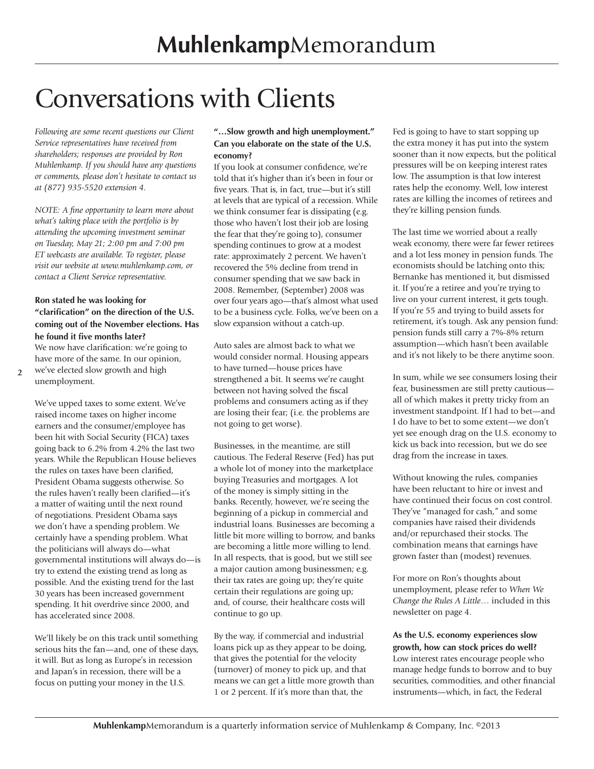# Conversations with Clients

*Following are some recent questions our Client Service representatives have received from shareholders; responses are provided by Ron Muhlenkamp. If you should have any questions or comments, please don't hesitate to contact us at (877) 935-5520 extension 4.*

*NOTE: A fine opportunity to learn more about what's taking place with the portfolio is by attending the upcoming investment seminar on Tuesday, May 21; 2:00 pm and 7:00 pm ET webcasts are available. To register, please visit our website at www.muhlenkamp.com, or contact a Client Service representative.*

**Ron stated he was looking for "clarification" on the direction of the U.S. coming out of the November elections. Has he found it five months later?**

We now have clarification: we're going to have more of the same. In our opinion, we've elected slow growth and high unemployment.

We've upped taxes to some extent. We've raised income taxes on higher income earners and the consumer/employee has been hit with Social Security (FICA) taxes going back to 6.2% from 4.2% the last two years. While the Republican House believes the rules on taxes have been clarified, President Obama suggests otherwise. So the rules haven't really been clarified—it's a matter of waiting until the next round of negotiations. President Obama says we don't have a spending problem. We certainly have a spending problem. What the politicians will always do—what governmental institutions will always do—is try to extend the existing trend as long as possible. And the existing trend for the last 30 years has been increased government spending. It hit overdrive since 2000, and has accelerated since 2008.

We'll likely be on this track until something serious hits the fan—and, one of these days, it will. But as long as Europe's in recession and Japan's in recession, there will be a focus on putting your money in the U.S.

**"…Slow growth and high unemployment." Can you elaborate on the state of the U.S. economy?**

If you look at consumer confidence, we're told that it's higher than it's been in four or five years. That is, in fact, true—but it's still at levels that are typical of a recession. While we think consumer fear is dissipating (e.g. those who haven't lost their job are losing the fear that they're going to), consumer spending continues to grow at a modest rate: approximately 2 percent. We haven't recovered the 5% decline from trend in consumer spending that we saw back in 2008. Remember, (September) 2008 was over four years ago—that's almost what used to be a business cycle. Folks, we've been on a slow expansion without a catch-up.

Auto sales are almost back to what we would consider normal. Housing appears to have turned—house prices have strengthened a bit. It seems we're caught between not having solved the fiscal problems and consumers acting as if they are losing their fear; (i.e. the problems are not going to get worse).

Businesses, in the meantime, are still cautious. The Federal Reserve (Fed) has put a whole lot of money into the marketplace buying Treasuries and mortgages. A lot of the money is simply sitting in the banks. Recently, however, we're seeing the beginning of a pickup in commercial and industrial loans. Businesses are becoming a little bit more willing to borrow, and banks are becoming a little more willing to lend. In all respects, that is good, but we still see a major caution among businessmen; e.g. their tax rates are going up; they're quite certain their regulations are going up; and, of course, their healthcare costs will continue to go up.

By the way, if commercial and industrial loans pick up as they appear to be doing, that gives the potential for the velocity (turnover) of money to pick up, and that means we can get a little more growth than 1 or 2 percent. If it's more than that, the Fed is going to have to start sopping up the extra money it has put into the system sooner than it now expects, but the political pressures will be on keeping interest rates low. The assumption is that low interest rates help the economy. Well, low interest rates are killing the incomes of retirees and they're killing pension funds.

The last time we worried about a really weak economy, there were far fewer retirees and a lot less money in pension funds. The economists should be latching onto this; Bernanke has mentioned it, but dismissed it. If you're a retiree and you're trying to live on your current interest, it gets tough. If you're 55 and trying to build assets for retirement, it's tough. Ask any pension fund: pension funds still carry a 7%-8% return assumption—which hasn't been available and it's not likely to be there anytime soon.

In sum, while we see consumers losing their fear, businessmen are still pretty cautious—all of which makes it pretty tricky from an investment standpoint. If I had to bet—and I do have to bet to some extent—we don't yet see enough drag on the U.S. economy to kick us back into recession, but we do see drag from the increase in taxes.

Without knowing the rules, companies have been reluctant to hire or invest and have continued their focus on cost control. They've "managed for cash," and some companies have raised their dividends and/or repurchased their stocks. The combination means that earnings have grown faster than (modest) revenues.

For more on Ron's thoughts about unemployment, please refer to *When We Change the Rules A Little…* included in this newsletter on page 4.

**As the U.S. economy experiences slow growth, how can stock prices do well?**

Low interest rates encourage people who manage hedge funds to borrow and to buy securities, commodities, and other financial instruments—which, in fact, the Federal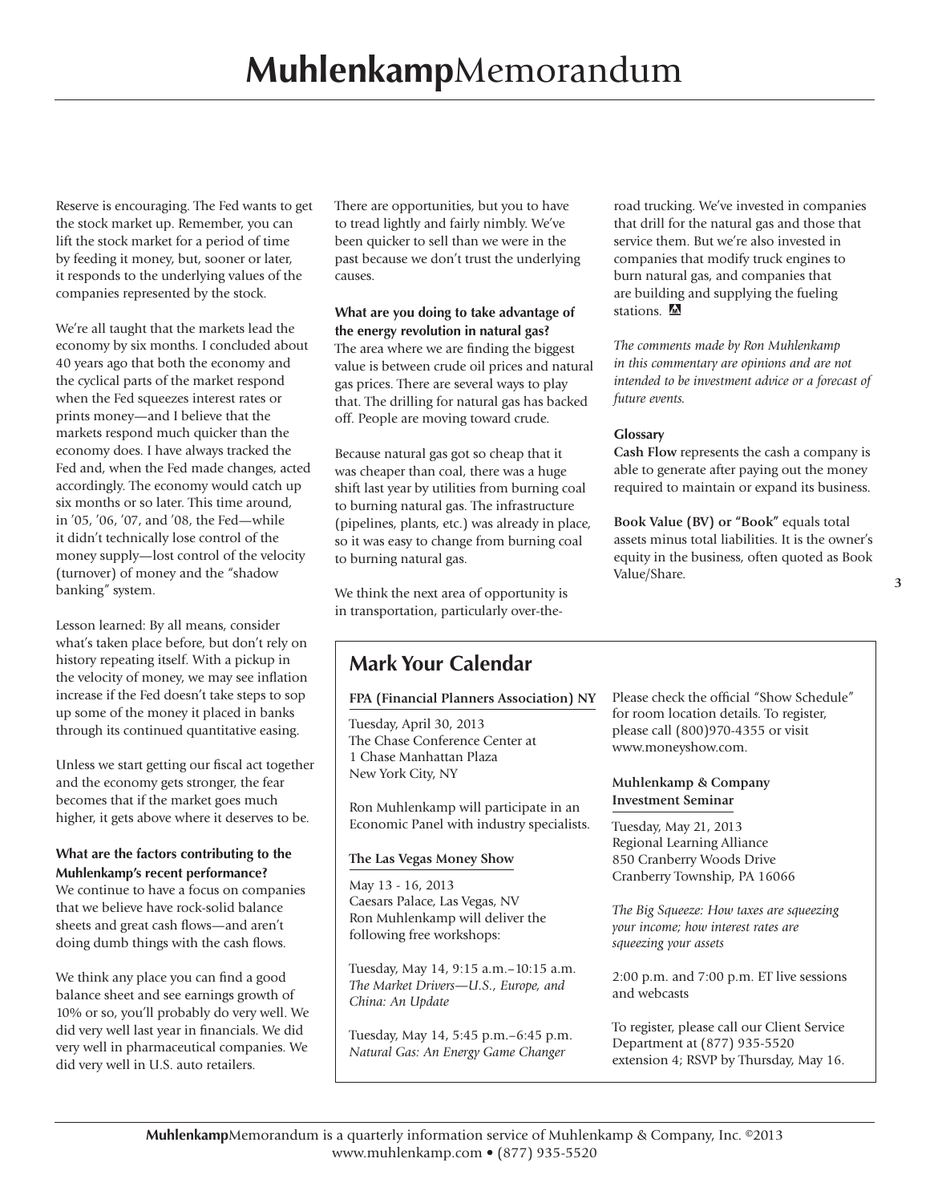Reserve is encouraging. The Fed wants to get the stock market up. Remember, you can lift the stock market for a period of time by feeding it money, but, sooner or later, it responds to the underlying values of the companies represented by the stock.

We're all taught that the markets lead the economy by six months. I concluded about 40 years ago that both the economy and the cyclical parts of the market respond when the Fed squeezes interest rates or prints money—and I believe that the markets respond much quicker than the economy does. I have always tracked the Fed and, when the Fed made changes, acted accordingly. The economy would catch up six months or so later. This time around, in '05, '06, '07, and '08, the Fed—while it didn't technically lose control of the money supply—lost control of the velocity (turnover) of money and the "shadow banking" system.

Lesson learned: By all means, consider what's taken place before, but don't rely on history repeating itself. With a pickup in the velocity of money, we may see inflation increase if the Fed doesn't take steps to sop up some of the money it placed in banks through its continued quantitative easing.

Unless we start getting our fiscal act together and the economy gets stronger, the fear becomes that if the market goes much higher, it gets above where it deserves to be.

**What are the factors contributing to the Muhlenkamp's recent performance?**

We continue to have a focus on companies that we believe have rock-solid balance sheets and great cash flows—and aren't doing dumb things with the cash flows.

We think any place you can find a good balance sheet and see earnings growth of 10% or so, you'll probably do very well. We did very well last year in financials. We did very well in pharmaceutical companies. We did very well in U.S. auto retailers.

There are opportunities, but you to have to tread lightly and fairly nimbly. We've been quicker to sell than we were in the past because we don't trust the underlying causes.

**What are you doing to take advantage of the energy revolution in natural gas?**

The area where we are finding the biggest value is between crude oil prices and natural gas prices. There are several ways to play that. The drilling for natural gas has backed off. People are moving toward crude.

Because natural gas got so cheap that it was cheaper than coal, there was a huge shift last year by utilities from burning coal to burning natural gas. The infrastructure (pipelines, plants, etc.) was already in place, so it was easy to change from burning coal to burning natural gas.

We think the next area of opportunity is in transportation, particularly over-the-road trucking. We've invested in companies that drill for the natural gas and those that service them. But we're also invested in companies that modify truck engines to burn natural gas, and companies that are building and supplying the fueling stations.

*The comments made by Ron Muhlenkamp in this commentary are opinions and are not intended to be investment advice or a forecast of future events.*

**Glossary**

**Cash Flow** represents the cash a company is able to generate after paying out the money required to maintain or expand its business.

**Book Value (BV) or "Book"** equals total assets minus total liabilities. It is the owner's equity in the business, often quoted as Book Value/Share.

## Mark Your Calendar

**FPA (Financial Planners Association) NY**

Tuesday, April 30, 2013
The Chase Conference Center at
1 Chase Manhattan Plaza
New York City, NY

Ron Muhlenkamp will participate in an Economic Panel with industry specialists.

**The Las Vegas Money Show**

May 13 - 16, 2013
Caesars Palace, Las Vegas, NV
Ron Muhlenkamp will deliver the following free workshops:

Tuesday, May 14, 9:15 a.m.–10:15 a.m.
*The Market Drivers—U.S., Europe, and China: An Update*

Tuesday, May 14, 5:45 p.m.–6:45 p.m.
*Natural Gas: An Energy Game Changer*

Please check the official "Show Schedule" for room location details. To register, please call (800)970-4355 or visit www.moneyshow.com.

**Muhlenkamp & Company Investment Seminar**

Tuesday, May 21, 2013
Regional Learning Alliance
850 Cranberry Woods Drive
Cranberry Township, PA 16066

*The Big Squeeze: How taxes are squeezing your income; how interest rates are squeezing your assets*

2:00 p.m. and 7:00 p.m. ET live sessions and webcasts

To register, please call our Client Service Department at (877) 935-5520 extension 4; RSVP by Thursday, May 16.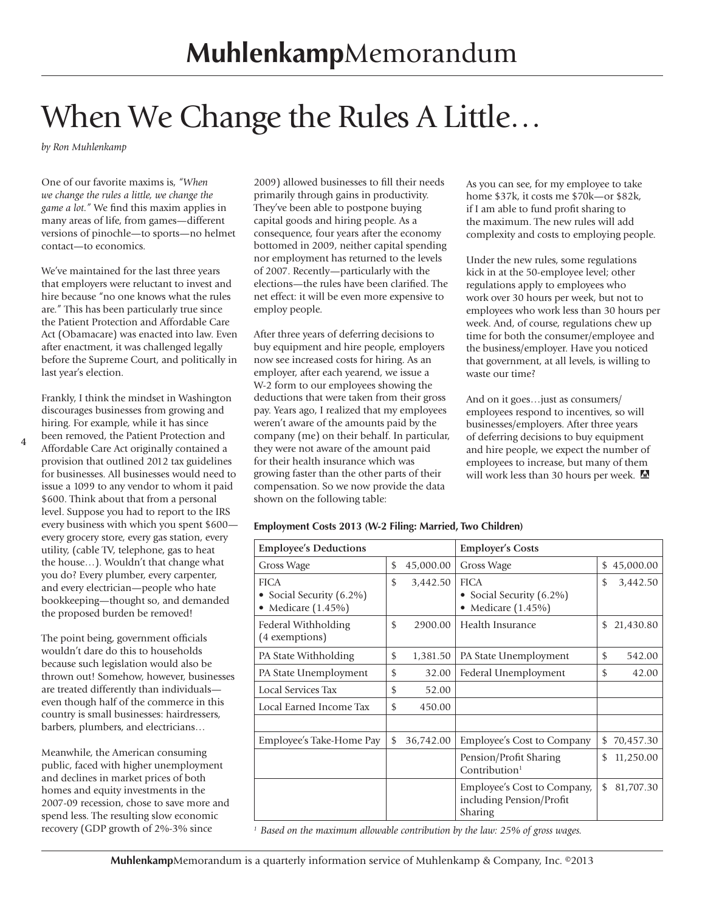# When We Change the Rules A Little…

*by Ron Muhlenkamp*

One of our favorite maxims is, *"When we change the rules a little, we change the game a lot."* We find this maxim applies in many areas of life, from games—different versions of pinochle—to sports—no helmet contact—to economics.

We've maintained for the last three years that employers were reluctant to invest and hire because "no one knows what the rules are." This has been particularly true since the Patient Protection and Affordable Care Act (Obamacare) was enacted into law. Even after enactment, it was challenged legally before the Supreme Court, and politically in last year's election.

Frankly, I think the mindset in Washington discourages businesses from growing and hiring. For example, while it has since been removed, the Patient Protection and Affordable Care Act originally contained a provision that outlined 2012 tax guidelines for businesses. All businesses would need to issue a 1099 to any vendor to whom it paid $600. Think about that from a personal level. Suppose you had to report to the IRS every business with which you spent $600—every grocery store, every gas station, every utility, (cable TV, telephone, gas to heat the house…). Wouldn't that change what you do? Every plumber, every carpenter, and every electrician—people who hate bookkeeping—thought so, and demanded the proposed burden be removed!

The point being, government officials wouldn't dare do this to households because such legislation would also be thrown out! Somehow, however, businesses are treated differently than individuals—even though half of the commerce in this country is small businesses: hairdressers, barbers, plumbers, and electricians…

Meanwhile, the American consuming public, faced with higher unemployment and declines in market prices of both homes and equity investments in the 2007-09 recession, chose to save more and spend less. The resulting slow economic recovery (GDP growth of 2%-3% since 2009) allowed businesses to fill their needs primarily through gains in productivity. They've been able to postpone buying capital goods and hiring people. As a consequence, four years after the economy bottomed in 2009, neither capital spending nor employment has returned to the levels of 2007. Recently—particularly with the elections—the rules have been clarified. The net effect: it will be even more expensive to employ people.

After three years of deferring decisions to buy equipment and hire people, employers now see increased costs for hiring. As an employer, after each yearend, we issue a W-2 form to our employees showing the deductions that were taken from their gross pay. Years ago, I realized that my employees weren't aware of the amounts paid by the company (me) on their behalf. In particular, they were not aware of the amount paid for their health insurance which was growing faster than the other parts of their compensation. So we now provide the data shown on the following table:

As you can see, for my employee to take home $37k, it costs me $70k—or $82k, if I am able to fund profit sharing to the maximum. The new rules will add complexity and costs to employing people.

Under the new rules, some regulations kick in at the 50-employee level; other regulations apply to employees who work over 30 hours per week, but not to employees who work less than 30 hours per week. And, of course, regulations chew up time for both the consumer/employee and the business/employer. Have you noticed that government, at all levels, is willing to waste our time?

And on it goes…just as consumers/employees respond to incentives, so will businesses/employers. After three years of deferring decisions to buy equipment and hire people, we expect the number of employees to increase, but many of them will work less than 30 hours per week.

**Employment Costs 2013 (W-2 Filing: Married, Two Children)**

| Employee's Deductions | | Employer's Costs | |
|---|---|---|---|
| Gross Wage | $ 45,000.00 | Gross Wage | $ 45,000.00 |
| FICA<br>• Social Security (6.2%)<br>• Medicare (1.45%) | $ 3,442.50 | FICA<br>• Social Security (6.2%)<br>• Medicare (1.45%) | $ 3,442.50 |
| Federal Withholding (4 exemptions) | $ 2900.00 | Health Insurance | $ 21,430.80 |
| PA State Withholding | $ 1,381.50 | PA State Unemployment | $ 542.00 |
| PA State Unemployment | $ 32.00 | Federal Unemployment | $ 42.00 |
| Local Services Tax | $ 52.00 | | |
| Local Earned Income Tax | $ 450.00 | | |
| | | | |
| Employee's Take-Home Pay | $ 36,742.00 | Employee's Cost to Company | $ 70,457.30 |
| | | Pension/Profit Sharing Contribution[1] | $ 11,250.00 |
| | | Employee's Cost to Company, including Pension/Profit Sharing | $ 81,707.30 |

[1] *Based on the maximum allowable contribution by the law: 25% of gross wages.*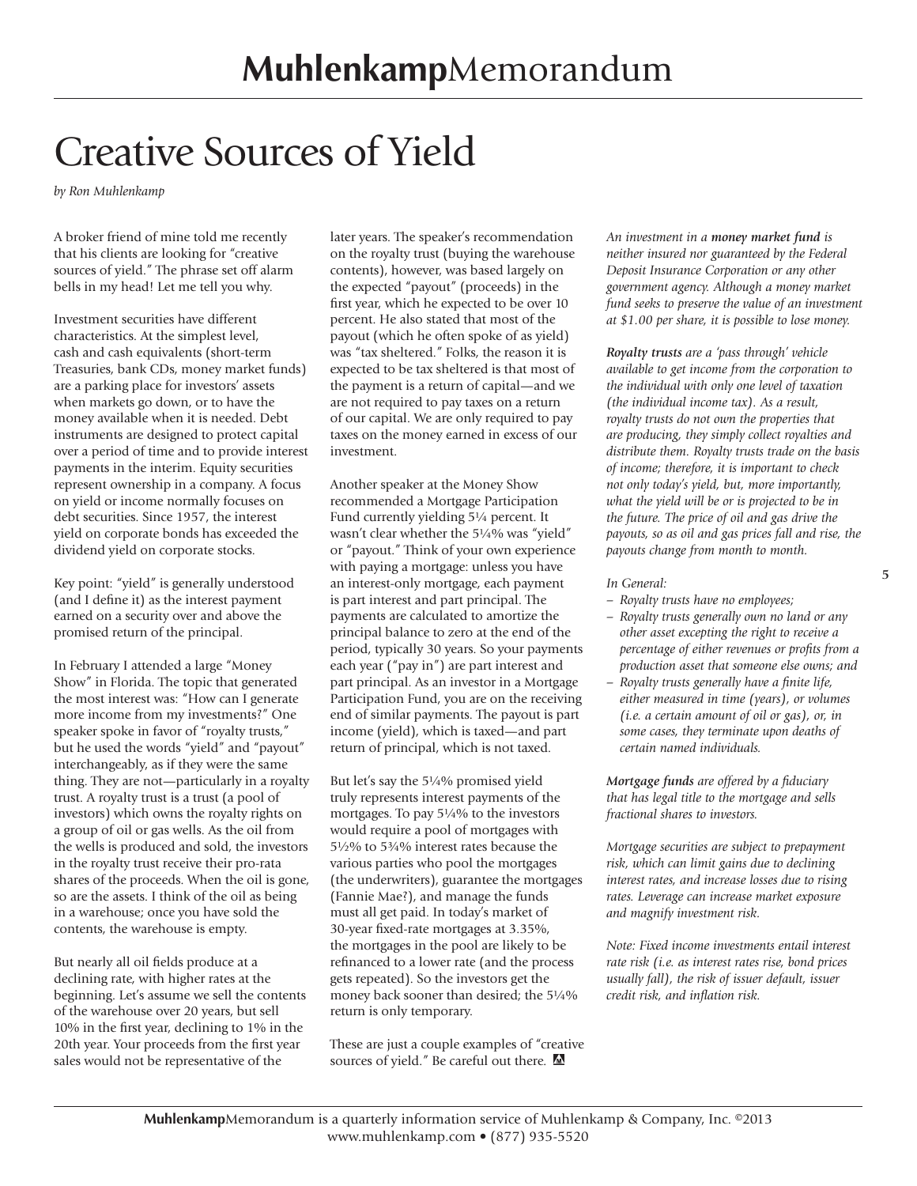# Creative Sources of Yield

*by Ron Muhlenkamp*

A broker friend of mine told me recently that his clients are looking for "creative sources of yield." The phrase set off alarm bells in my head! Let me tell you why.

Investment securities have different characteristics. At the simplest level, cash and cash equivalents (short-term Treasuries, bank CDs, money market funds) are a parking place for investors' assets when markets go down, or to have the money available when it is needed. Debt instruments are designed to protect capital over a period of time and to provide interest payments in the interim. Equity securities represent ownership in a company. A focus on yield or income normally focuses on debt securities. Since 1957, the interest yield on corporate bonds has exceeded the dividend yield on corporate stocks.

Key point: "yield" is generally understood (and I define it) as the interest payment earned on a security over and above the promised return of the principal.

In February I attended a large "Money Show" in Florida. The topic that generated the most interest was: "How can I generate more income from my investments?" One speaker spoke in favor of "royalty trusts," but he used the words "yield" and "payout" interchangeably, as if they were the same thing. They are not—particularly in a royalty trust. A royalty trust is a trust (a pool of investors) which owns the royalty rights on a group of oil or gas wells. As the oil from the wells is produced and sold, the investors in the royalty trust receive their pro-rata shares of the proceeds. When the oil is gone, so are the assets. I think of the oil as being in a warehouse; once you have sold the contents, the warehouse is empty.

But nearly all oil fields produce at a declining rate, with higher rates at the beginning. Let's assume we sell the contents of the warehouse over 20 years, but sell 10% in the first year, declining to 1% in the 20th year. Your proceeds from the first year sales would not be representative of the later years. The speaker's recommendation on the royalty trust (buying the warehouse contents), however, was based largely on the expected "payout" (proceeds) in the first year, which he expected to be over 10 percent. He also stated that most of the payout (which he often spoke of as yield) was "tax sheltered." Folks, the reason it is expected to be tax sheltered is that most of the payment is a return of capital—and we are not required to pay taxes on a return of our capital. We are only required to pay taxes on the money earned in excess of our investment.

Another speaker at the Money Show recommended a Mortgage Participation Fund currently yielding 5¼ percent. It wasn't clear whether the 5¼% was "yield" or "payout." Think of your own experience with paying a mortgage: unless you have an interest-only mortgage, each payment is part interest and part principal. The payments are calculated to amortize the principal balance to zero at the end of the period, typically 30 years. So your payments each year ("pay in") are part interest and part principal. As an investor in a Mortgage Participation Fund, you are on the receiving end of similar payments. The payout is part income (yield), which is taxed—and part return of principal, which is not taxed.

But let's say the 5¼% promised yield truly represents interest payments of the mortgages. To pay 5¼% to the investors would require a pool of mortgages with 5½% to 5¾% interest rates because the various parties who pool the mortgages (the underwriters), guarantee the mortgages (Fannie Mae?), and manage the funds must all get paid. In today's market of 30-year fixed-rate mortgages at 3.35%, the mortgages in the pool are likely to be refinanced to a lower rate (and the process gets repeated). So the investors get the money back sooner than desired; the 5¼% return is only temporary.

These are just a couple examples of "creative sources of yield." Be careful out there.

*An investment in a **money market fund** is neither insured nor guaranteed by the Federal Deposit Insurance Corporation or any other government agency. Although a money market fund seeks to preserve the value of an investment at $1.00 per share, it is possible to lose money.*

***Royalty trusts** are a 'pass through' vehicle available to get income from the corporation to the individual with only one level of taxation (the individual income tax). As a result, royalty trusts do not own the properties that are producing, they simply collect royalties and distribute them. Royalty trusts trade on the basis of income; therefore, it is important to check not only today's yield, but, more importantly, what the yield will be or is projected to be in the future. The price of oil and gas drive the payouts, so as oil and gas prices fall and rise, the payouts change from month to month.*

*In General:*

- *Royalty trusts have no employees;*
- *Royalty trusts generally own no land or any other asset excepting the right to receive a percentage of either revenues or profits from a production asset that someone else owns; and*
- *Royalty trusts generally have a finite life, either measured in time (years), or volumes (i.e. a certain amount of oil or gas), or, in some cases, they terminate upon deaths of certain named individuals.*

***Mortgage funds** are offered by a fiduciary that has legal title to the mortgage and sells fractional shares to investors.*

*Mortgage securities are subject to prepayment risk, which can limit gains due to declining interest rates, and increase losses due to rising rates. Leverage can increase market exposure and magnify investment risk.*

*Note: Fixed income investments entail interest rate risk (i.e. as interest rates rise, bond prices usually fall), the risk of issuer default, issuer credit risk, and inflation risk.*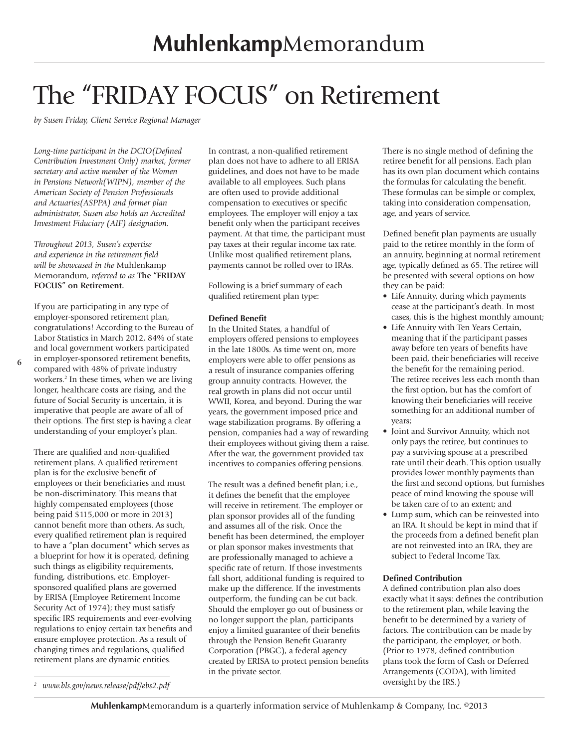# The "FRIDAY FOCUS" on Retirement

*by Susen Friday, Client Service Regional Manager*

*Long-time participant in the DCIO(Defined Contribution Investment Only) market, former secretary and active member of the Women in Pensions Network(WIPN), member of the American Society of Pension Professionals and Actuaries(ASPPA) and former plan administrator, Susen also holds an Accredited Investment Fiduciary (AIF) designation.*

*Throughout 2013, Susen's expertise and experience in the retirement field will be showcased in the* Muhlenkamp Memorandum, *referred to as* **The "FRIDAY FOCUS" on Retirement.**

If you are participating in any type of employer-sponsored retirement plan, congratulations! According to the Bureau of Labor Statistics in March 2012, 84% of state and local government workers participated in employer-sponsored retirement benefits, compared with 48% of private industry workers.[2] In these times, when we are living longer, healthcare costs are rising, and the future of Social Security is uncertain, it is imperative that people are aware of all of their options. The first step is having a clear understanding of your employer's plan.

There are qualified and non-qualified retirement plans. A qualified retirement plan is for the exclusive benefit of employees or their beneficiaries and must be non-discriminatory. This means that highly compensated employees (those being paid $115,000 or more in 2013) cannot benefit more than others. As such, every qualified retirement plan is required to have a "plan document" which serves as a blueprint for how it is operated, defining such things as eligibility requirements, funding, distributions, etc. Employer-sponsored qualified plans are governed by ERISA (Employee Retirement Income Security Act of 1974); they must satisfy specific IRS requirements and ever-evolving regulations to enjoy certain tax benefits and ensure employee protection. As a result of changing times and regulations, qualified retirement plans are dynamic entities.

In contrast, a non-qualified retirement plan does not have to adhere to all ERISA guidelines, and does not have to be made available to all employees. Such plans are often used to provide additional compensation to executives or specific employees. The employer will enjoy a tax benefit only when the participant receives payment. At that time, the participant must pay taxes at their regular income tax rate. Unlike most qualified retirement plans, payments cannot be rolled over to IRAs.

Following is a brief summary of each qualified retirement plan type:

**Defined Benefit**

In the United States, a handful of employers offered pensions to employees in the late 1800s. As time went on, more employers were able to offer pensions as a result of insurance companies offering group annuity contracts. However, the real growth in plans did not occur until WWII, Korea, and beyond. During the war years, the government imposed price and wage stabilization programs. By offering a pension, companies had a way of rewarding their employees without giving them a raise. After the war, the government provided tax incentives to companies offering pensions.

The result was a defined benefit plan; i.e., it defines the benefit that the employee will receive in retirement. The employer or plan sponsor provides all of the funding and assumes all of the risk. Once the benefit has been determined, the employer or plan sponsor makes investments that are professionally managed to achieve a specific rate of return. If those investments fall short, additional funding is required to make up the difference. If the investments outperform, the funding can be cut back. Should the employer go out of business or no longer support the plan, participants enjoy a limited guarantee of their benefits through the Pension Benefit Guaranty Corporation (PBGC), a federal agency created by ERISA to protect pension benefits in the private sector.

There is no single method of defining the retiree benefit for all pensions. Each plan has its own plan document which contains the formulas for calculating the benefit. These formulas can be simple or complex, taking into consideration compensation, age, and years of service.

Defined benefit plan payments are usually paid to the retiree monthly in the form of an annuity, beginning at normal retirement age, typically defined as 65. The retiree will be presented with several options on how they can be paid:

- Life Annuity, during which payments cease at the participant's death. In most cases, this is the highest monthly amount;
- Life Annuity with Ten Years Certain, meaning that if the participant passes away before ten years of benefits have been paid, their beneficiaries will receive the benefit for the remaining period. The retiree receives less each month than the first option, but has the comfort of knowing their beneficiaries will receive something for an additional number of years;
- Joint and Survivor Annuity, which not only pays the retiree, but continues to pay a surviving spouse at a prescribed rate until their death. This option usually provides lower monthly payments than the first and second options, but furnishes peace of mind knowing the spouse will be taken care of to an extent; and
- Lump sum, which can be reinvested into an IRA. It should be kept in mind that if the proceeds from a defined benefit plan are not reinvested into an IRA, they are subject to Federal Income Tax.

**Defined Contribution**

A defined contribution plan also does exactly what it says: defines the contribution to the retirement plan, while leaving the benefit to be determined by a variety of factors. The contribution can be made by the participant, the employer, or both. (Prior to 1978, defined contribution plans took the form of Cash or Deferred Arrangements (CODA), with limited oversight by the IRS.)

[2] *www.bls.gov/news.release/pdf/ebs2.pdf*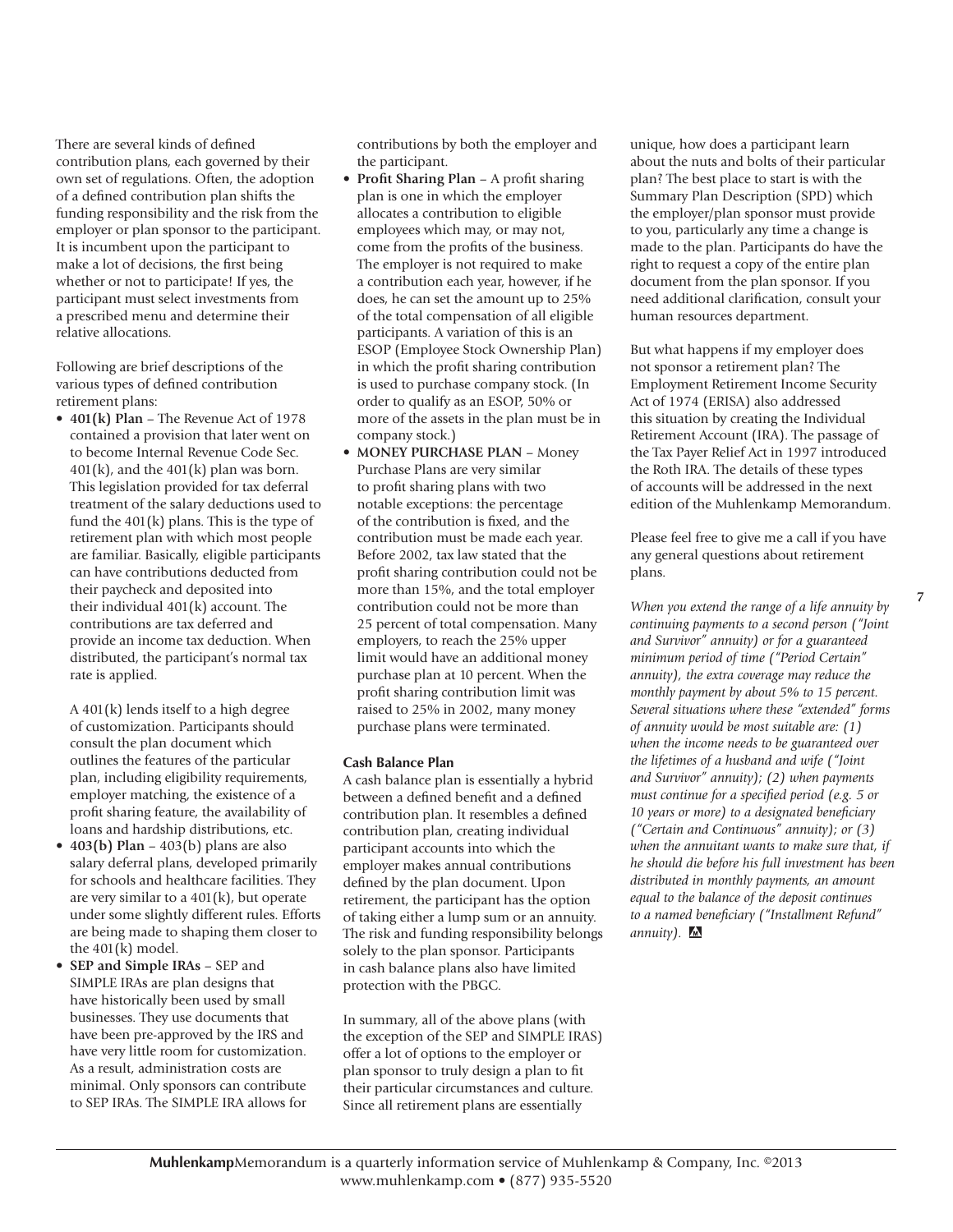There are several kinds of defined contribution plans, each governed by their own set of regulations. Often, the adoption of a defined contribution plan shifts the funding responsibility and the risk from the employer or plan sponsor to the participant. It is incumbent upon the participant to make a lot of decisions, the first being whether or not to participate! If yes, the participant must select investments from a prescribed menu and determine their relative allocations.

Following are brief descriptions of the various types of defined contribution retirement plans:

- **401(k) Plan** – The Revenue Act of 1978 contained a provision that later went on to become Internal Revenue Code Sec. 401(k), and the 401(k) plan was born. This legislation provided for tax deferral treatment of the salary deductions used to fund the 401(k) plans. This is the type of retirement plan with which most people are familiar. Basically, eligible participants can have contributions deducted from their paycheck and deposited into their individual 401(k) account. The contributions are tax deferred and provide an income tax deduction. When distributed, the participant's normal tax rate is applied.

  A 401(k) lends itself to a high degree of customization. Participants should consult the plan document which outlines the features of the particular plan, including eligibility requirements, employer matching, the existence of a profit sharing feature, the availability of loans and hardship distributions, etc.
- **403(b) Plan** – 403(b) plans are also salary deferral plans, developed primarily for schools and healthcare facilities. They are very similar to a 401(k), but operate under some slightly different rules. Efforts are being made to shaping them closer to the 401(k) model.
- **SEP and Simple IRAs** – SEP and SIMPLE IRAs are plan designs that have historically been used by small businesses. They use documents that have been pre-approved by the IRS and have very little room for customization. As a result, administration costs are minimal. Only sponsors can contribute to SEP IRAs. The SIMPLE IRA allows for contributions by both the employer and the participant.
- **Profit Sharing Plan** – A profit sharing plan is one in which the employer allocates a contribution to eligible employees which may, or may not, come from the profits of the business. The employer is not required to make a contribution each year, however, if he does, he can set the amount up to 25% of the total compensation of all eligible participants. A variation of this is an ESOP (Employee Stock Ownership Plan) in which the profit sharing contribution is used to purchase company stock. (In order to qualify as an ESOP, 50% or more of the assets in the plan must be in company stock.)
- **MONEY PURCHASE PLAN** – Money Purchase Plans are very similar to profit sharing plans with two notable exceptions: the percentage of the contribution is fixed, and the contribution must be made each year. Before 2002, tax law stated that the profit sharing contribution could not be more than 15%, and the total employer contribution could not be more than 25 percent of total compensation. Many employers, to reach the 25% upper limit would have an additional money purchase plan at 10 percent. When the profit sharing contribution limit was raised to 25% in 2002, many money purchase plans were terminated.

**Cash Balance Plan**

A cash balance plan is essentially a hybrid between a defined benefit and a defined contribution plan. It resembles a defined contribution plan, creating individual participant accounts into which the employer makes annual contributions defined by the plan document. Upon retirement, the participant has the option of taking either a lump sum or an annuity. The risk and funding responsibility belongs solely to the plan sponsor. Participants in cash balance plans also have limited protection with the PBGC.

In summary, all of the above plans (with the exception of the SEP and SIMPLE IRAS) offer a lot of options to the employer or plan sponsor to truly design a plan to fit their particular circumstances and culture. Since all retirement plans are essentially unique, how does a participant learn about the nuts and bolts of their particular plan? The best place to start is with the Summary Plan Description (SPD) which the employer/plan sponsor must provide to you, particularly any time a change is made to the plan. Participants do have the right to request a copy of the entire plan document from the plan sponsor. If you need additional clarification, consult your human resources department.

But what happens if my employer does not sponsor a retirement plan? The Employment Retirement Income Security Act of 1974 (ERISA) also addressed this situation by creating the Individual Retirement Account (IRA). The passage of the Tax Payer Relief Act in 1997 introduced the Roth IRA. The details of these types of accounts will be addressed in the next edition of the Muhlenkamp Memorandum.

Please feel free to give me a call if you have any general questions about retirement plans.

*When you extend the range of a life annuity by continuing payments to a second person ("Joint and Survivor" annuity) or for a guaranteed minimum period of time ("Period Certain" annuity), the extra coverage may reduce the monthly payment by about 5% to 15 percent. Several situations where these "extended" forms of annuity would be most suitable are: (1) when the income needs to be guaranteed over the lifetimes of a husband and wife ("Joint and Survivor" annuity); (2) when payments must continue for a specified period (e.g. 5 or 10 years or more) to a designated beneficiary ("Certain and Continuous" annuity); or (3) when the annuitant wants to make sure that, if he should die before his full investment has been distributed in monthly payments, an amount equal to the balance of the deposit continues to a named beneficiary ("Installment Refund" annuity).*

**Muhlenkamp**Memorandum is a quarterly information service of Muhlenkamp & Company, Inc. ©2013
www.muhlenkamp.com • (877) 935-5520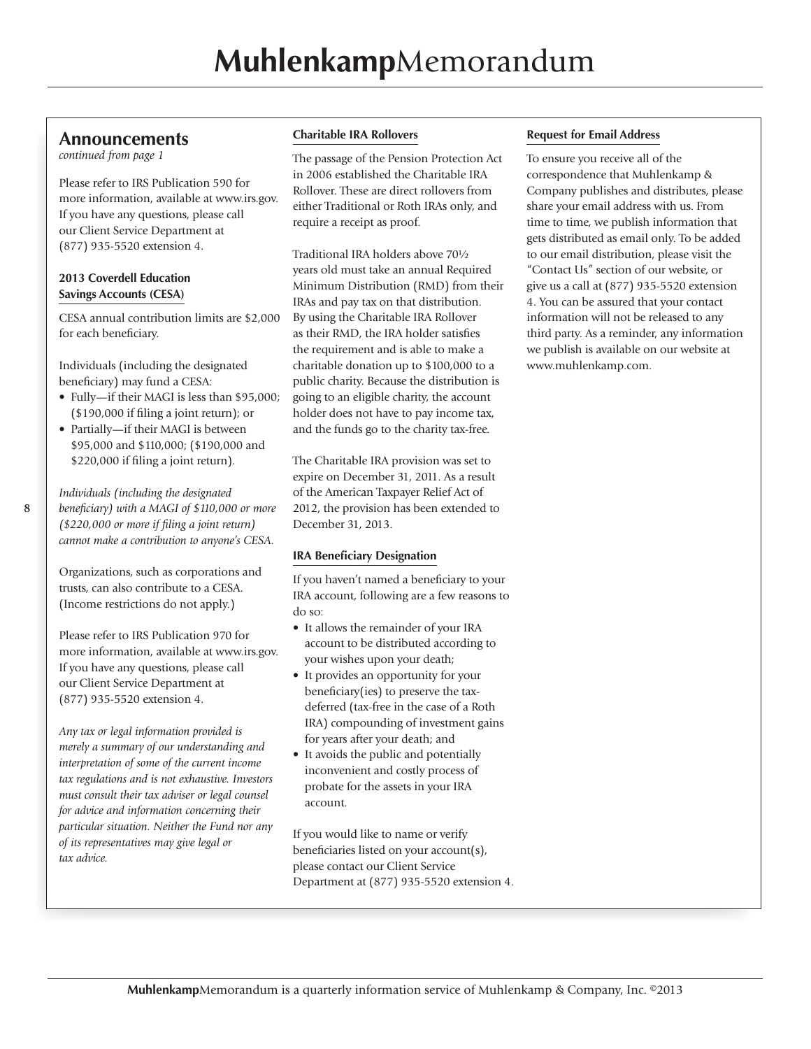## Announcements

*continued from page 1*

Please refer to IRS Publication 590 for more information, available at www.irs.gov. If you have any questions, please call our Client Service Department at (877) 935-5520 extension 4.

### 2013 Coverdell Education Savings Accounts (CESA)

CESA annual contribution limits are $2,000 for each beneficiary.

Individuals (including the designated beneficiary) may fund a CESA:

- Fully—if their MAGI is less than $95,000; ($190,000 if filing a joint return); or
- Partially—if their MAGI is between $95,000 and $110,000; ($190,000 and $220,000 if filing a joint return).

*Individuals (including the designated beneficiary) with a MAGI of $110,000 or more ($220,000 or more if filing a joint return) cannot make a contribution to anyone's CESA.*

Organizations, such as corporations and trusts, can also contribute to a CESA. (Income restrictions do not apply.)

Please refer to IRS Publication 970 for more information, available at www.irs.gov. If you have any questions, please call our Client Service Department at (877) 935-5520 extension 4.

*Any tax or legal information provided is merely a summary of our understanding and interpretation of some of the current income tax regulations and is not exhaustive. Investors must consult their tax adviser or legal counsel for advice and information concerning their particular situation. Neither the Fund nor any of its representatives may give legal or tax advice.*

### Charitable IRA Rollovers

The passage of the Pension Protection Act in 2006 established the Charitable IRA Rollover. These are direct rollovers from either Traditional or Roth IRAs only, and require a receipt as proof.

Traditional IRA holders above 70½ years old must take an annual Required Minimum Distribution (RMD) from their IRAs and pay tax on that distribution. By using the Charitable IRA Rollover as their RMD, the IRA holder satisfies the requirement and is able to make a charitable donation up to $100,000 to a public charity. Because the distribution is going to an eligible charity, the account holder does not have to pay income tax, and the funds go to the charity tax-free.

The Charitable IRA provision was set to expire on December 31, 2011. As a result of the American Taxpayer Relief Act of 2012, the provision has been extended to December 31, 2013.

### IRA Beneficiary Designation

If you haven't named a beneficiary to your IRA account, following are a few reasons to do so:

- It allows the remainder of your IRA account to be distributed according to your wishes upon your death;
- It provides an opportunity for your beneficiary(ies) to preserve the tax-deferred (tax-free in the case of a Roth IRA) compounding of investment gains for years after your death; and
- It avoids the public and potentially inconvenient and costly process of probate for the assets in your IRA account.

If you would like to name or verify beneficiaries listed on your account(s), please contact our Client Service Department at (877) 935-5520 extension 4.

### Request for Email Address

To ensure you receive all of the correspondence that Muhlenkamp & Company publishes and distributes, please share your email address with us. From time to time, we publish information that gets distributed as email only. To be added to our email distribution, please visit the "Contact Us" section of our website, or give us a call at (877) 935-5520 extension 4. You can be assured that your contact information will not be released to any third party. As a reminder, any information we publish is available on our website at www.muhlenkamp.com.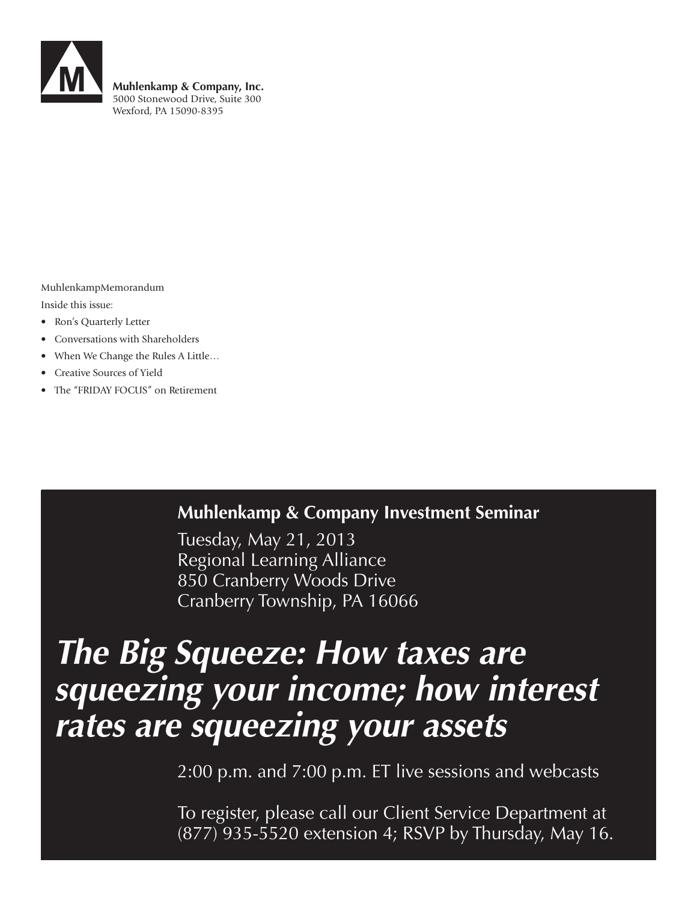**Muhlenkamp & Company, Inc.**
5000 Stonewood Drive, Suite 300
Wexford, PA 15090-8395

MuhlenkampMemorandum

Inside this issue:

- Ron's Quarterly Letter
- Conversations with Shareholders
- When We Change the Rules A Little…
- Creative Sources of Yield
- The "FRIDAY FOCUS" on Retirement

**Muhlenkamp & Company Investment Seminar**

Tuesday, May 21, 2013
Regional Learning Alliance
850 Cranberry Woods Drive
Cranberry Township, PA 16066

# *The Big Squeeze: How taxes are squeezing your income; how interest rates are squeezing your assets*

2:00 p.m. and 7:00 p.m. ET live sessions and webcasts

To register, please call our Client Service Department at (877) 935-5520 extension 4; RSVP by Thursday, May 16.